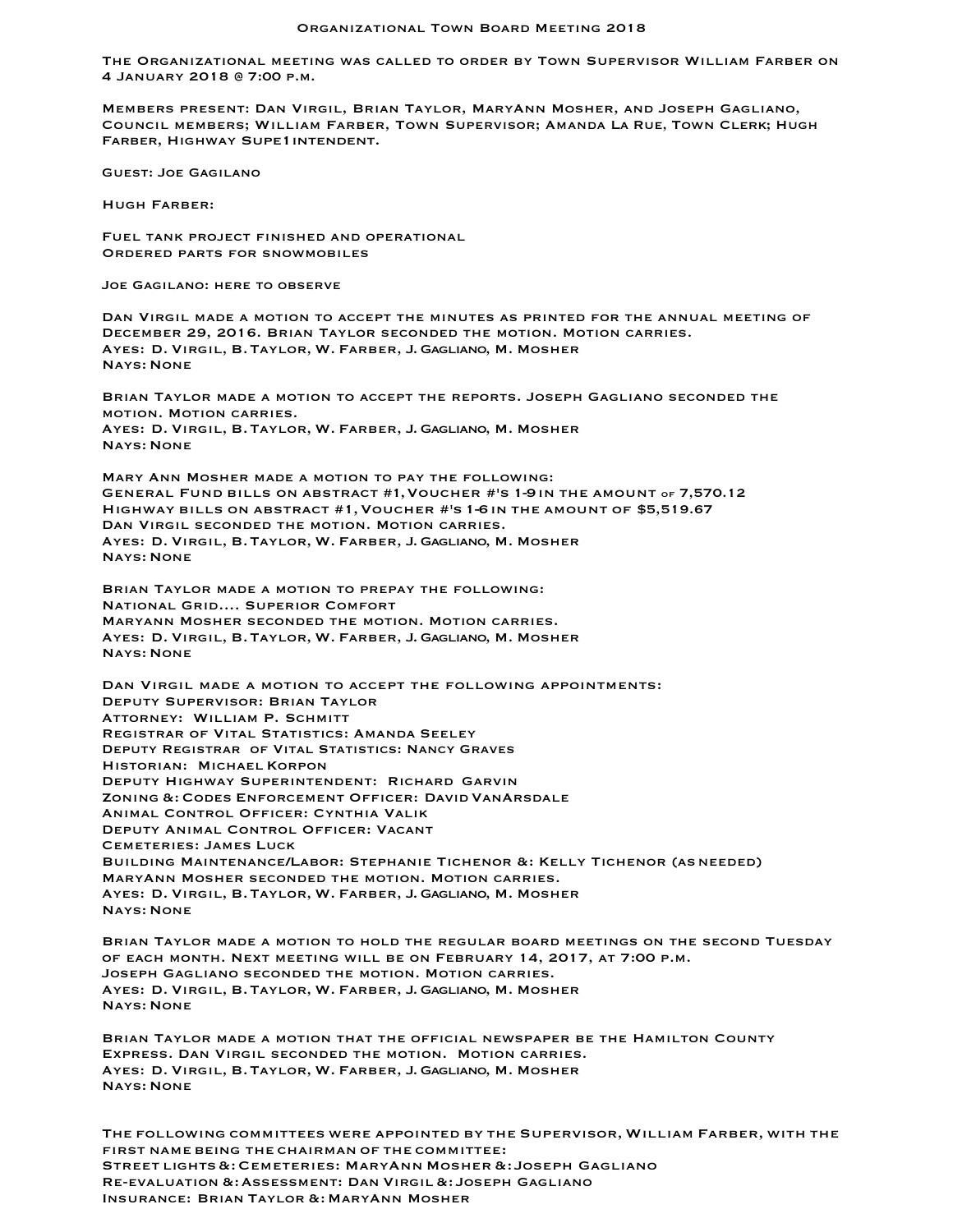# Organizational Town Board Meeting 2018

The Organizational meeting was called to order by Town Supervisor William Farber on 4 January 2018 @ 7:00 p.m.

Members present: Dan Virgil, Brian Taylor, MaryAnn Mosher, and Joseph Gagliano, Council members; William Farber, Town Supervisor; Amanda La Rue, Town Clerk; Hugh Farber, Highway Supe1intendent.

Guest: Joe Gagilano

Hugh Farber:

Fuel tank project finished and operational
Ordered parts for snowmobiles

Joe Gagilano: here to observe

Dan Virgil made a motion to accept the minutes as printed for the annual meeting of December 29, 2016. Brian Taylor seconded the motion. Motion carries.
Ayes: D. Virgil, B. Taylor, W. Farber, J. Gagliano, M. Mosher
Nays: None

Brian Taylor made a motion to accept the reports. Joseph Gagliano seconded the motion. Motion carries.
Ayes: D. Virgil, B. Taylor, W. Farber, J. Gagliano, M. Mosher
Nays: None

Mary Ann Mosher made a motion to pay the following:
General Fund bills on abstract #1, Voucher #'s 1-9 in the amount of 7,570.12
Highway bills on abstract #1, Voucher #'s 1-6 in the amount of $5,519.67
Dan Virgil seconded the motion. Motion carries.
Ayes: D. Virgil, B. Taylor, W. Farber, J. Gagliano, M. Mosher
Nays: None

Brian Taylor made a motion to prepay the following:
National Grid.... Superior Comfort
MaryAnn Mosher seconded the motion. Motion carries.
Ayes: D. Virgil, B. Taylor, W. Farber, J. Gagliano, M. Mosher
Nays: None

Dan Virgil made a motion to accept the following appointments:
Deputy Supervisor: Brian Taylor
Attorney: William P. Schmitt
Registrar of Vital Statistics: Amanda Seeley
Deputy Registrar of Vital Statistics: Nancy Graves
Historian: Michael Korpon
Deputy Highway Superintendent: Richard Garvin
Zoning &: Codes Enforcement Officer: David VanArsdale
Animal Control Officer: Cynthia Valik
Deputy Animal Control Officer: Vacant
Cemeteries: James Luck
Building Maintenance/Labor: Stephanie Tichenor &: Kelly Tichenor (as needed)
MaryAnn Mosher seconded the motion. Motion carries.
Ayes: D. Virgil, B. Taylor, W. Farber, J. Gagliano, M. Mosher
Nays: None

Brian Taylor made a motion to hold the regular board meetings on the second Tuesday of each month. Next meeting will be on February 14, 2017, at 7:00 p.m.
Joseph Gagliano seconded the motion. Motion carries.
Ayes: D. Virgil, B. Taylor, W. Farber, J. Gagliano, M. Mosher
Nays: None

Brian Taylor made a motion that the official newspaper be the Hamilton County Express. Dan Virgil seconded the motion. Motion carries.
Ayes: D. Virgil, B. Taylor, W. Farber, J. Gagliano, M. Mosher
Nays: None

The following committees were appointed by the Supervisor, William Farber, with the first name being the chairman of the committee:
Street Lights &: Cemeteries: MaryAnn Mosher &: Joseph Gagliano
Re-evaluation &: Assessment: Dan Virgil &: Joseph Gagliano
Insurance: Brian Taylor &: MaryAnn Mosher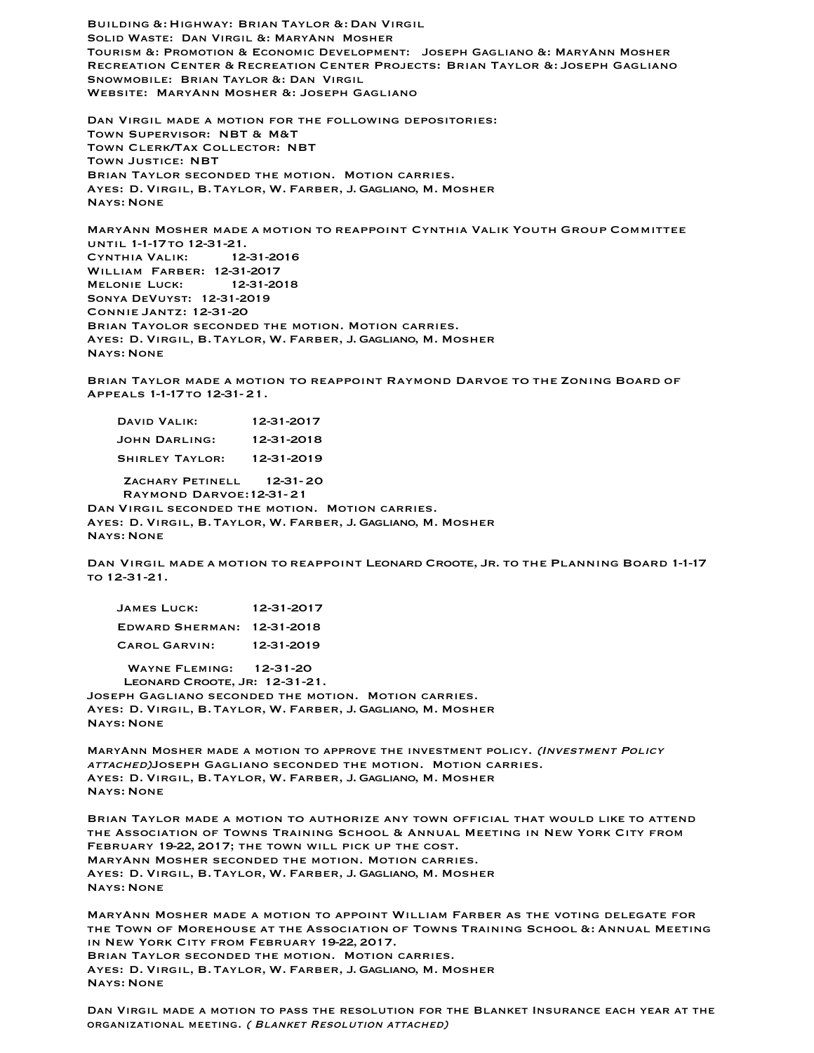Building & Highway: Brian Taylor & Dan Virgil
Solid Waste: Dan Virgil & MaryAnn Mosher
Tourism & Promotion & Economic Development: Joseph Gagliano & MaryAnn Mosher
Recreation Center & Recreation Center Projects: Brian Taylor & Joseph Gagliano
Snowmobile: Brian Taylor & Dan Virgil
Website: MaryAnn Mosher & Joseph Gagliano

Dan Virgil made a motion for the following depositories:
Town Supervisor: NBT & M&T
Town Clerk/Tax Collector: NBT
Town Justice: NBT
Brian Taylor seconded the motion. Motion carries.
Ayes: D. Virgil, B. Taylor, W. Farber, J. Gagliano, M. Mosher
Nays: None

MaryAnn Mosher made a motion to reappoint Cynthia Valik Youth Group Committee until 1-1-17 to 12-31-21.
Cynthia Valik: 12-31-2016
William Farber: 12-31-2017
Melonie Luck: 12-31-2018
Sonya DeVuyst: 12-31-2019
Connie Jantz: 12-31-20
Brian Tayolor seconded the motion. Motion carries.
Ayes: D. Virgil, B. Taylor, W. Farber, J. Gagliano, M. Mosher
Nays: None

Brian Taylor made a motion to reappoint Raymond Darvoe to the Zoning Board of Appeals 1-1-17 to 12-31-21.

David Valik: 12-31-2017
John Darling: 12-31-2018
Shirley Taylor: 12-31-2019
Zachary Petinell 12-31-20
Raymond Darvoe: 12-31-21
Dan Virgil seconded the motion. Motion carries.
Ayes: D. Virgil, B. Taylor, W. Farber, J. Gagliano, M. Mosher
Nays: None

Dan Virgil made a motion to reappoint Leonard Croote, Jr. to the Planning Board 1-1-17 to 12-31-21.

James Luck: 12-31-2017
Edward Sherman: 12-31-2018
Carol Garvin: 12-31-2019
Wayne Fleming: 12-31-20
Leonard Croote, Jr: 12-31-21.
Joseph Gagliano seconded the motion. Motion carries.
Ayes: D. Virgil, B. Taylor, W. Farber, J. Gagliano, M. Mosher
Nays: None

MaryAnn Mosher made a motion to approve the investment policy. *(Investment Policy attached)* Joseph Gagliano seconded the motion. Motion carries.
Ayes: D. Virgil, B. Taylor, W. Farber, J. Gagliano, M. Mosher
Nays: None

Brian Taylor made a motion to authorize any town official that would like to attend the Association of Towns Training School & Annual Meeting in New York City from February 19-22, 2017; the town will pick up the cost.
MaryAnn Mosher seconded the motion. Motion carries.
Ayes: D. Virgil, B. Taylor, W. Farber, J. Gagliano, M. Mosher
Nays: None

MaryAnn Mosher made a motion to appoint William Farber as the voting delegate for the Town of Morehouse at the Association of Towns Training School & Annual Meeting in New York City from February 19-22, 2017.
Brian Taylor seconded the motion. Motion carries.
Ayes: D. Virgil, B. Taylor, W. Farber, J. Gagliano, M. Mosher
Nays: None

Dan Virgil made a motion to pass the resolution for the Blanket Insurance each year at the organizational meeting. *( Blanket Resolution attached)*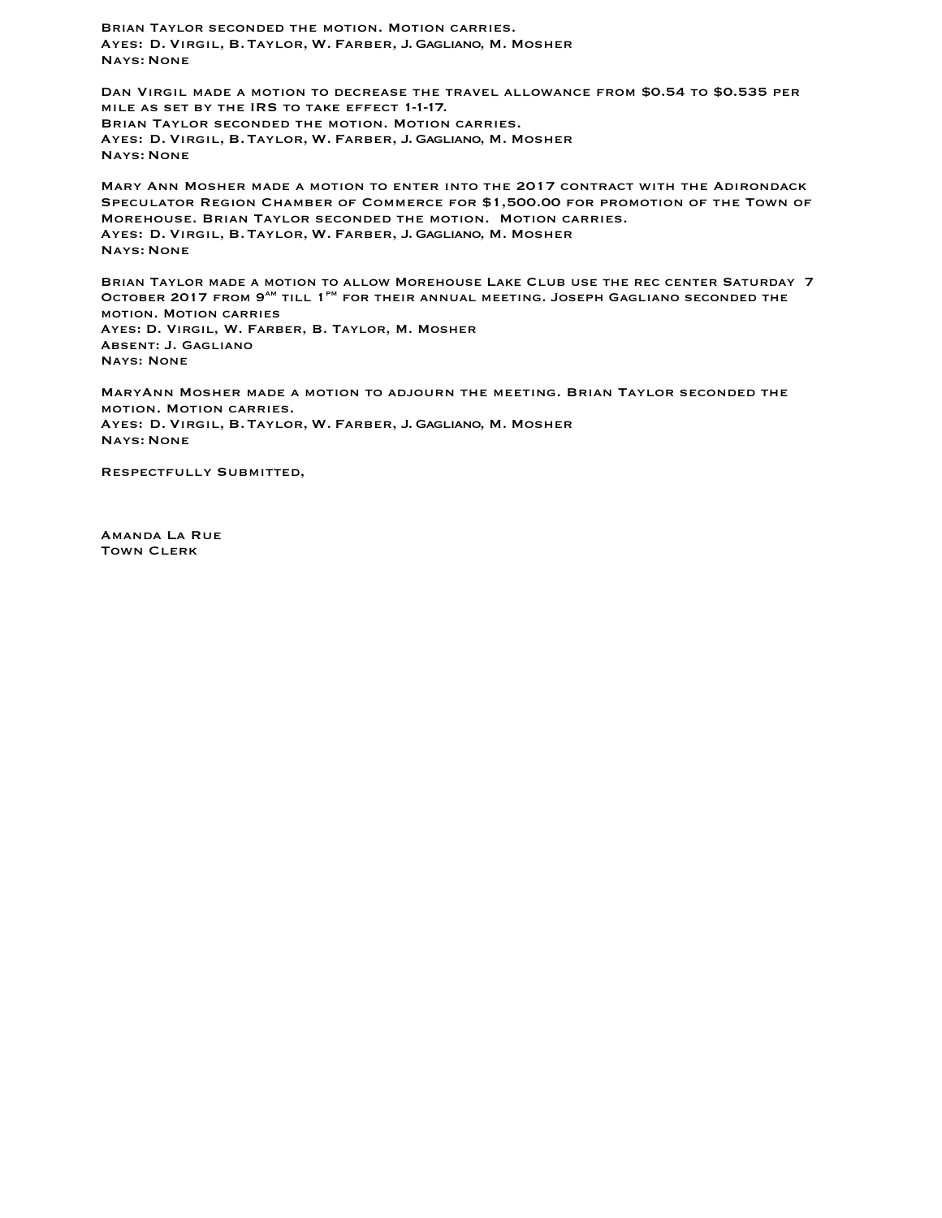Brian Taylor seconded the motion. Motion carries.
Ayes: D. Virgil, B. Taylor, W. Farber, J. Gagliano, M. Mosher
Nays: None

Dan Virgil made a motion to decrease the travel allowance from $0.54 to $0.535 per mile as set by the IRS to take effect 1-1-17.
Brian Taylor seconded the motion. Motion carries.
Ayes: D. Virgil, B. Taylor, W. Farber, J. Gagliano, M. Mosher
Nays: None

Mary Ann Mosher made a motion to enter into the 2017 contract with the Adirondack Speculator Region Chamber of Commerce for $1,500.00 for promotion of the Town of Morehouse. Brian Taylor seconded the motion. Motion carries.
Ayes: D. Virgil, B. Taylor, W. Farber, J. Gagliano, M. Mosher
Nays: None

Brian Taylor made a motion to allow Morehouse Lake Club use the rec center Saturday 7 October 2017 from 9am till 1pm for their annual meeting. Joseph Gagliano seconded the motion. Motion carries
Ayes: D. Virgil, W. Farber, B. Taylor, M. Mosher
Absent: J. Gagliano
Nays: None

MaryAnn Mosher made a motion to adjourn the meeting. Brian Taylor seconded the motion. Motion carries.
Ayes: D. Virgil, B. Taylor, W. Farber, J. Gagliano, M. Mosher
Nays: None

Respectfully Submitted,

Amanda La Rue
Town Clerk